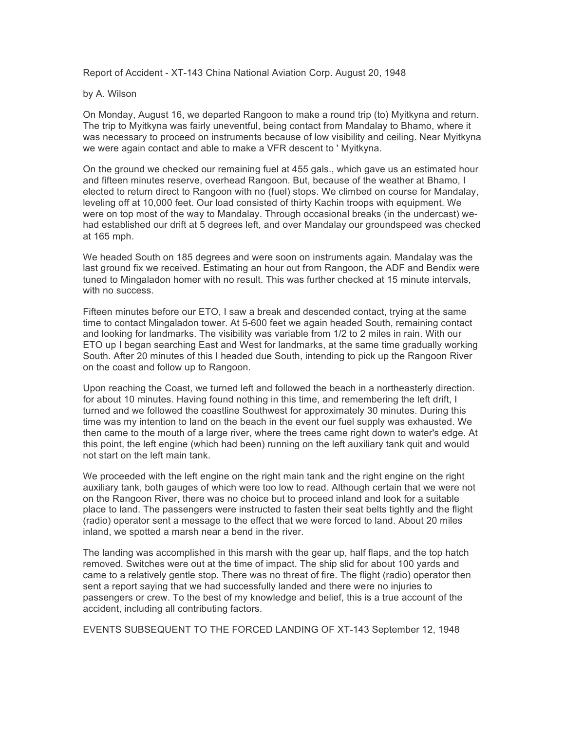Report of Accident - XT-143 China National Aviation Corp. August 20, 1948

by A. Wilson

On Monday, August 16, we departed Rangoon to make a round trip (to) Myitkyna and return. The trip to Myitkyna was fairly uneventful, being contact from Mandalay to Bhamo, where it was necessary to proceed on instruments because of low visibility and ceiling. Near Myitkyna we were again contact and able to make a VFR descent to ' Myitkyna.

On the ground we checked our remaining fuel at 455 gals., which gave us an estimated hour and fifteen minutes reserve, overhead Rangoon. But, because of the weather at Bhamo, I elected to return direct to Rangoon with no (fuel) stops. We climbed on course for Mandalay, leveling off at 10,000 feet. Our load consisted of thirty Kachin troops with equipment. We were on top most of the way to Mandalay. Through occasional breaks (in the undercast) we-had established our drift at 5 degrees left, and over Mandalay our groundspeed was checked at 165 mph.

We headed South on 185 degrees and were soon on instruments again. Mandalay was the last ground fix we received. Estimating an hour out from Rangoon, the ADF and Bendix were tuned to Mingaladon homer with no result. This was further checked at 15 minute intervals, with no success.

Fifteen minutes before our ETO, I saw a break and descended contact, trying at the same time to contact Mingaladon tower. At 5-600 feet we again headed South, remaining contact and looking for landmarks. The visibility was variable from 1/2 to 2 miles in rain. With our ETO up I began searching East and West for landmarks, at the same time gradually working South. After 20 minutes of this I headed due South, intending to pick up the Rangoon River on the coast and follow up to Rangoon.

Upon reaching the Coast, we turned left and followed the beach in a northeasterly direction. for about 10 minutes. Having found nothing in this time, and remembering the left drift, I turned and we followed the coastline Southwest for approximately 30 minutes. During this time was my intention to land on the beach in the event our fuel supply was exhausted. We then came to the mouth of a large river, where the trees came right down to water's edge. At this point, the left engine (which had been) running on the left auxiliary tank quit and would not start on the left main tank.

We proceeded with the left engine on the right main tank and the right engine on the right auxiliary tank, both gauges of which were too low to read. Although certain that we were not on the Rangoon River, there was no choice but to proceed inland and look for a suitable place to land. The passengers were instructed to fasten their seat belts tightly and the flight (radio) operator sent a message to the effect that we were forced to land. About 20 miles inland, we spotted a marsh near a bend in the river.

The landing was accomplished in this marsh with the gear up, half flaps, and the top hatch removed. Switches were out at the time of impact. The ship slid for about 100 yards and came to a relatively gentle stop. There was no threat of fire. The flight (radio) operator then sent a report saying that we had successfully landed and there were no injuries to passengers or crew. To the best of my knowledge and belief, this is a true account of the accident, including all contributing factors.

EVENTS SUBSEQUENT TO THE FORCED LANDING OF XT-143 September 12, 1948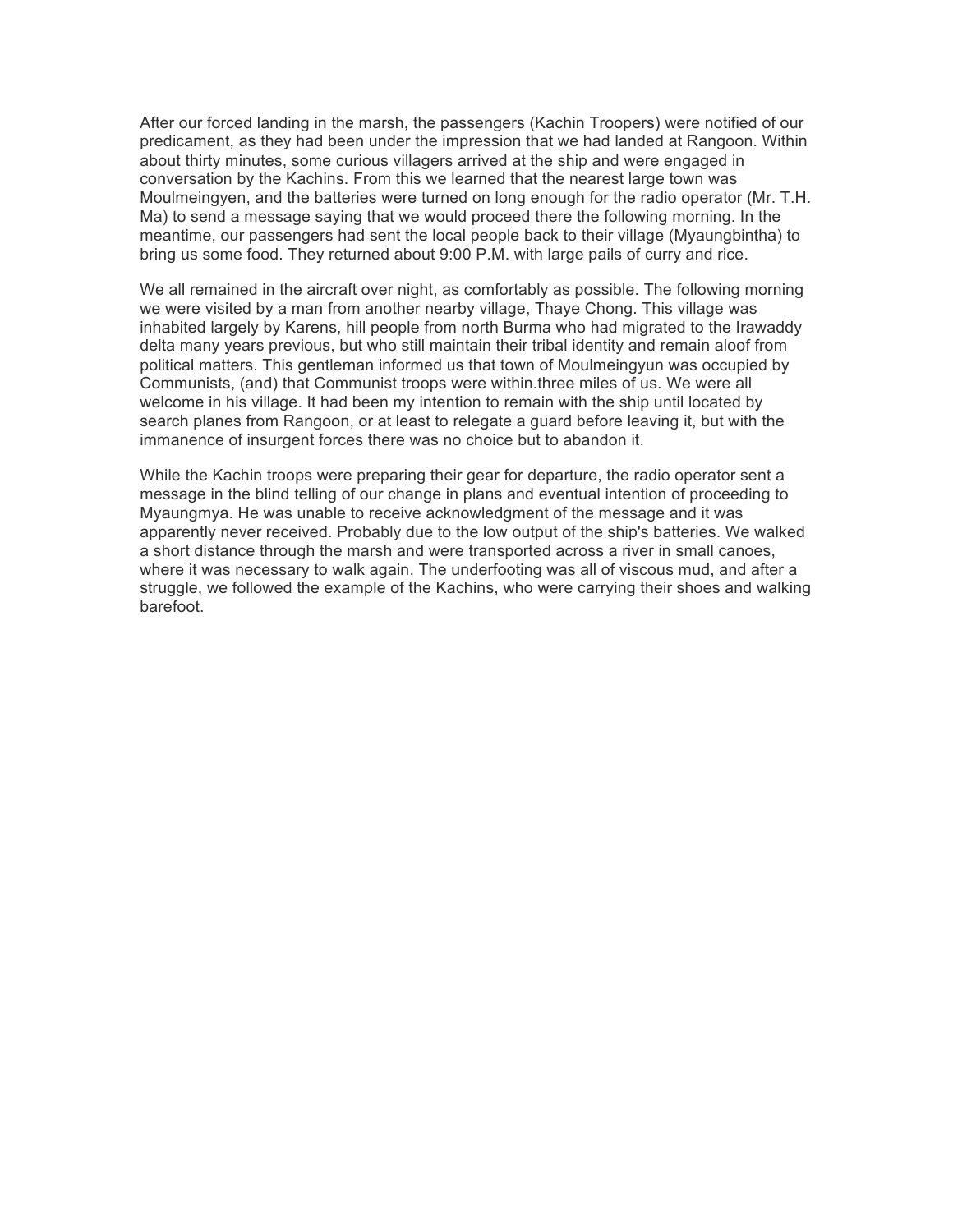After our forced landing in the marsh, the passengers (Kachin Troopers) were notified of our predicament, as they had been under the impression that we had landed at Rangoon. Within about thirty minutes, some curious villagers arrived at the ship and were engaged in conversation by the Kachins. From this we learned that the nearest large town was Moulmeingyen, and the batteries were turned on long enough for the radio operator (Mr. T.H. Ma) to send a message saying that we would proceed there the following morning. In the meantime, our passengers had sent the local people back to their village (Myaungbintha) to bring us some food. They returned about 9:00 P.M. with large pails of curry and rice.

We all remained in the aircraft over night, as comfortably as possible. The following morning we were visited by a man from another nearby village, Thaye Chong. This village was inhabited largely by Karens, hill people from north Burma who had migrated to the Irawaddy delta many years previous, but who still maintain their tribal identity and remain aloof from political matters. This gentleman informed us that town of Moulmeingyun was occupied by Communists, (and) that Communist troops were within.three miles of us. We were all welcome in his village. It had been my intention to remain with the ship until located by search planes from Rangoon, or at least to relegate a guard before leaving it, but with the immanence of insurgent forces there was no choice but to abandon it.

While the Kachin troops were preparing their gear for departure, the radio operator sent a message in the blind telling of our change in plans and eventual intention of proceeding to Myaungmya. He was unable to receive acknowledgment of the message and it was apparently never received. Probably due to the low output of the ship's batteries. We walked a short distance through the marsh and were transported across a river in small canoes, where it was necessary to walk again. The underfooting was all of viscous mud, and after a struggle, we followed the example of the Kachins, who were carrying their shoes and walking barefoot.